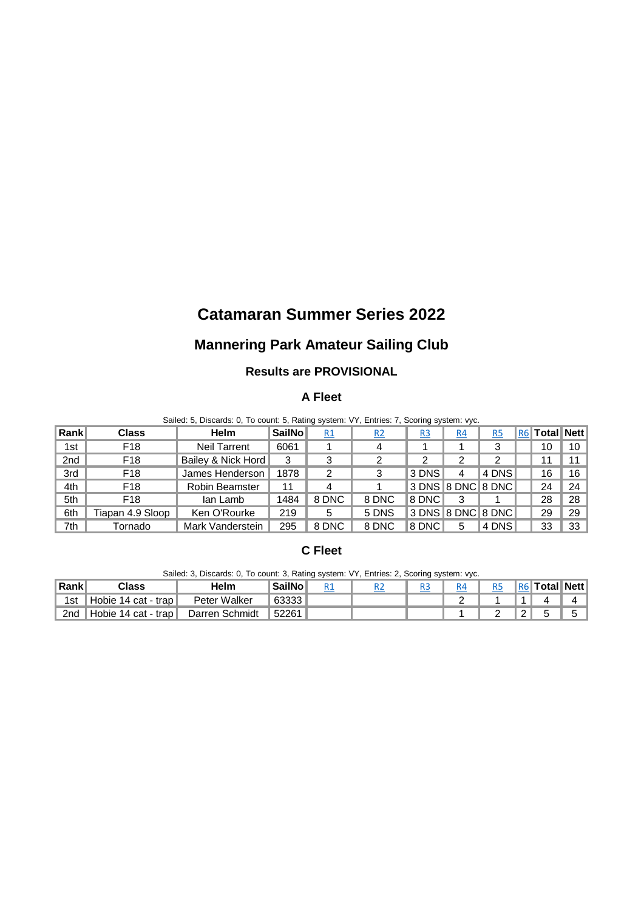# Catamaran Summer Series 2022

## Mannering Park Amateur Sailing Club

### Results are PROVISIONAL

### A Fleet

Sailed: 5, Discards: 0, To count: 5, Rating system: VY, Entries: 7, Scoring system: vyc.

| Rank | Class | Helm | SailNo | R1 | R2 | R3 | R4 | R5 | R6 | Total | Nett |
|---|---|---|---|---|---|---|---|---|---|---|---|
| 1st | F18 | Neil Tarrent | 6061 | 1 | 4 | 1 | 1 | 3 | | 10 | 10 |
| 2nd | F18 | Bailey & Nick Hord | 3 | 3 | 2 | 2 | 2 | 2 | | 11 | 11 |
| 3rd | F18 | James Henderson | 1878 | 2 | 3 | 3 DNS | 4 | 4 DNS | | 16 | 16 |
| 4th | F18 | Robin Beamster | 11 | 4 | 1 | 3 DNS | 8 DNC | 8 DNC | | 24 | 24 |
| 5th | F18 | Ian Lamb | 1484 | 8 DNC | 8 DNC | 8 DNC | 3 | 1 | | 28 | 28 |
| 6th | Tiapan 4.9 Sloop | Ken O'Rourke | 219 | 5 | 5 DNS | 3 DNS | 8 DNC | 8 DNC | | 29 | 29 |
| 7th | Tornado | Mark Vanderstein | 295 | 8 DNC | 8 DNC | 8 DNC | 5 | 4 DNS | | 33 | 33 |

### C Fleet

Sailed: 3, Discards: 0, To count: 3, Rating system: VY, Entries: 2, Scoring system: vyc.

| Rank | Class | Helm | SailNo | R1 | R2 | R3 | R4 | R5 | R6 | Total | Nett |
|---|---|---|---|---|---|---|---|---|---|---|---|
| 1st | Hobie 14 cat - trap | Peter Walker | 63333 | | | | 2 | 1 | 1 | 4 | 4 |
| 2nd | Hobie 14 cat - trap | Darren Schmidt | 52261 | | | | 1 | 2 | 2 | 5 | 5 |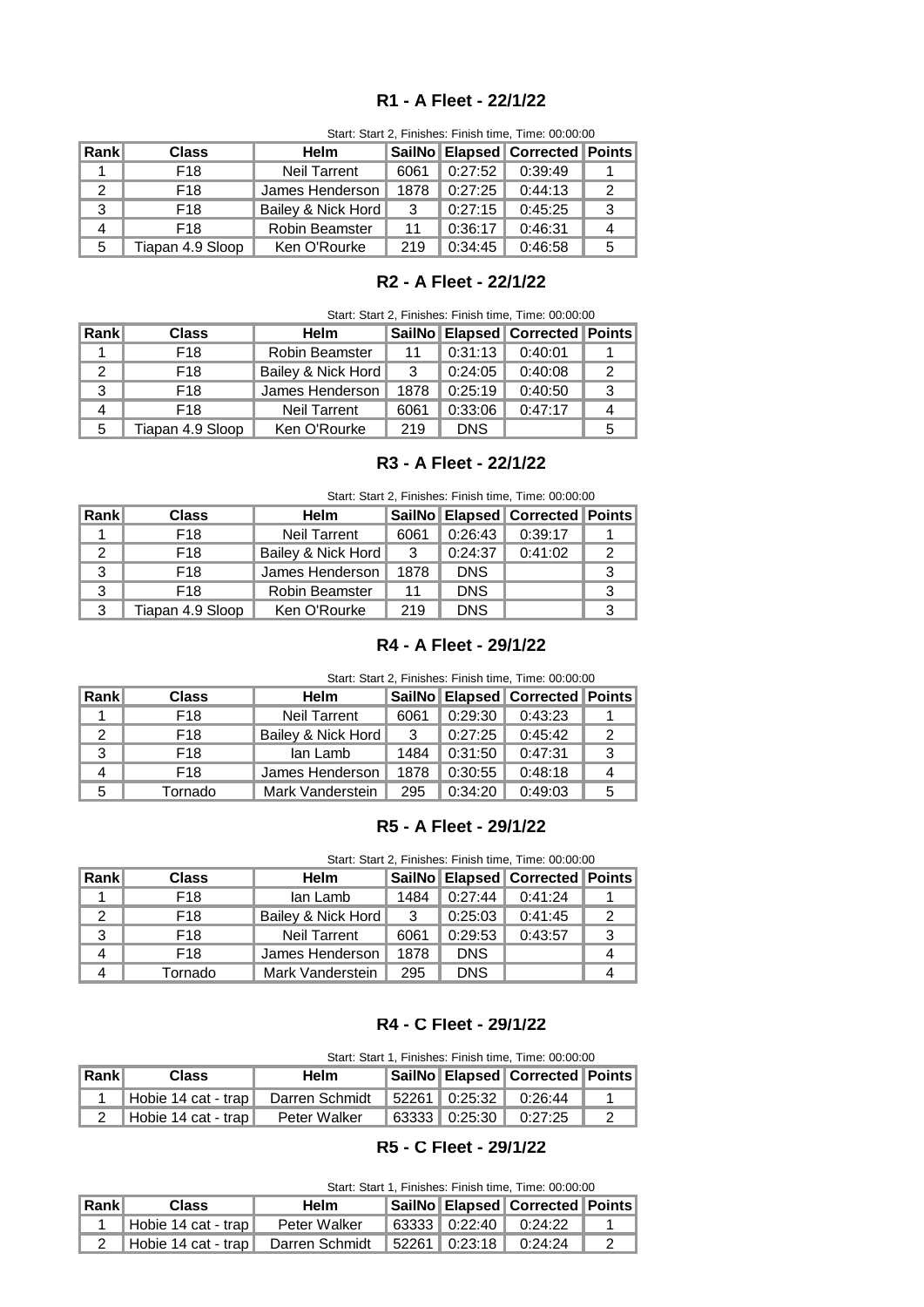## R1 - A Fleet - 22/1/22

Start: Start 2, Finishes: Finish time, Time: 00:00:00

| Rank | Class | Helm | SailNo | Elapsed | Corrected | Points |
|---|---|---|---|---|---|---|
| 1 | F18 | Neil Tarrent | 6061 | 0:27:52 | 0:39:49 | 1 |
| 2 | F18 | James Henderson | 1878 | 0:27:25 | 0:44:13 | 2 |
| 3 | F18 | Bailey & Nick Hord | 3 | 0:27:15 | 0:45:25 | 3 |
| 4 | F18 | Robin Beamster | 11 | 0:36:17 | 0:46:31 | 4 |
| 5 | Tiapan 4.9 Sloop | Ken O'Rourke | 219 | 0:34:45 | 0:46:58 | 5 |

## R2 - A Fleet - 22/1/22

Start: Start 2, Finishes: Finish time, Time: 00:00:00

| Rank | Class | Helm | SailNo | Elapsed | Corrected | Points |
|---|---|---|---|---|---|---|
| 1 | F18 | Robin Beamster | 11 | 0:31:13 | 0:40:01 | 1 |
| 2 | F18 | Bailey & Nick Hord | 3 | 0:24:05 | 0:40:08 | 2 |
| 3 | F18 | James Henderson | 1878 | 0:25:19 | 0:40:50 | 3 |
| 4 | F18 | Neil Tarrent | 6061 | 0:33:06 | 0:47:17 | 4 |
| 5 | Tiapan 4.9 Sloop | Ken O'Rourke | 219 | DNS | | 5 |

## R3 - A Fleet - 22/1/22

Start: Start 2, Finishes: Finish time, Time: 00:00:00

| Rank | Class | Helm | SailNo | Elapsed | Corrected | Points |
|---|---|---|---|---|---|---|
| 1 | F18 | Neil Tarrent | 6061 | 0:26:43 | 0:39:17 | 1 |
| 2 | F18 | Bailey & Nick Hord | 3 | 0:24:37 | 0:41:02 | 2 |
| 3 | F18 | James Henderson | 1878 | DNS | | 3 |
| 3 | F18 | Robin Beamster | 11 | DNS | | 3 |
| 3 | Tiapan 4.9 Sloop | Ken O'Rourke | 219 | DNS | | 3 |

## R4 - A Fleet - 29/1/22

Start: Start 2, Finishes: Finish time, Time: 00:00:00

| Rank | Class | Helm | SailNo | Elapsed | Corrected | Points |
|---|---|---|---|---|---|---|
| 1 | F18 | Neil Tarrent | 6061 | 0:29:30 | 0:43:23 | 1 |
| 2 | F18 | Bailey & Nick Hord | 3 | 0:27:25 | 0:45:42 | 2 |
| 3 | F18 | Ian Lamb | 1484 | 0:31:50 | 0:47:31 | 3 |
| 4 | F18 | James Henderson | 1878 | 0:30:55 | 0:48:18 | 4 |
| 5 | Tornado | Mark Vanderstein | 295 | 0:34:20 | 0:49:03 | 5 |

## R5 - A Fleet - 29/1/22

Start: Start 2, Finishes: Finish time, Time: 00:00:00

| Rank | Class | Helm | SailNo | Elapsed | Corrected | Points |
|---|---|---|---|---|---|---|
| 1 | F18 | Ian Lamb | 1484 | 0:27:44 | 0:41:24 | 1 |
| 2 | F18 | Bailey & Nick Hord | 3 | 0:25:03 | 0:41:45 | 2 |
| 3 | F18 | Neil Tarrent | 6061 | 0:29:53 | 0:43:57 | 3 |
| 4 | F18 | James Henderson | 1878 | DNS | | 4 |
| 4 | Tornado | Mark Vanderstein | 295 | DNS | | 4 |

## R4 - C Fleet - 29/1/22

Start: Start 1, Finishes: Finish time, Time: 00:00:00

| Rank | Class | Helm | SailNo | Elapsed | Corrected | Points |
|---|---|---|---|---|---|---|
| 1 | Hobie 14 cat - trap | Darren Schmidt | 52261 | 0:25:32 | 0:26:44 | 1 |
| 2 | Hobie 14 cat - trap | Peter Walker | 63333 | 0:25:30 | 0:27:25 | 2 |

## R5 - C Fleet - 29/1/22

Start: Start 1, Finishes: Finish time, Time: 00:00:00

| Rank | Class | Helm | SailNo | Elapsed | Corrected | Points |
|---|---|---|---|---|---|---|
| 1 | Hobie 14 cat - trap | Peter Walker | 63333 | 0:22:40 | 0:24:22 | 1 |
| 2 | Hobie 14 cat - trap | Darren Schmidt | 52261 | 0:23:18 | 0:24:24 | 2 |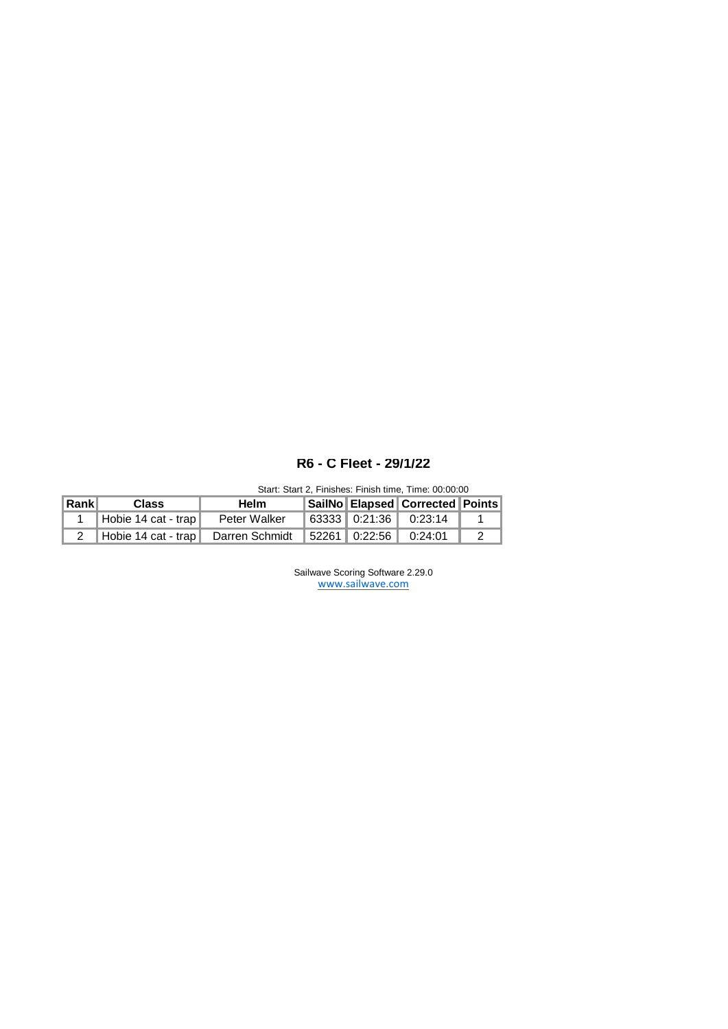## R6 - C Fleet - 29/1/22

Start: Start 2, Finishes: Finish time, Time: 00:00:00

| Rank | Class | Helm | SailNo | Elapsed | Corrected | Points |
|---|---|---|---|---|---|---|
| 1 | Hobie 14 cat - trap | Peter Walker | 63333 | 0:21:36 | 0:23:14 | 1 |
| 2 | Hobie 14 cat - trap | Darren Schmidt | 52261 | 0:22:56 | 0:24:01 | 2 |

Sailwave Scoring Software 2.29.0
www.sailwave.com